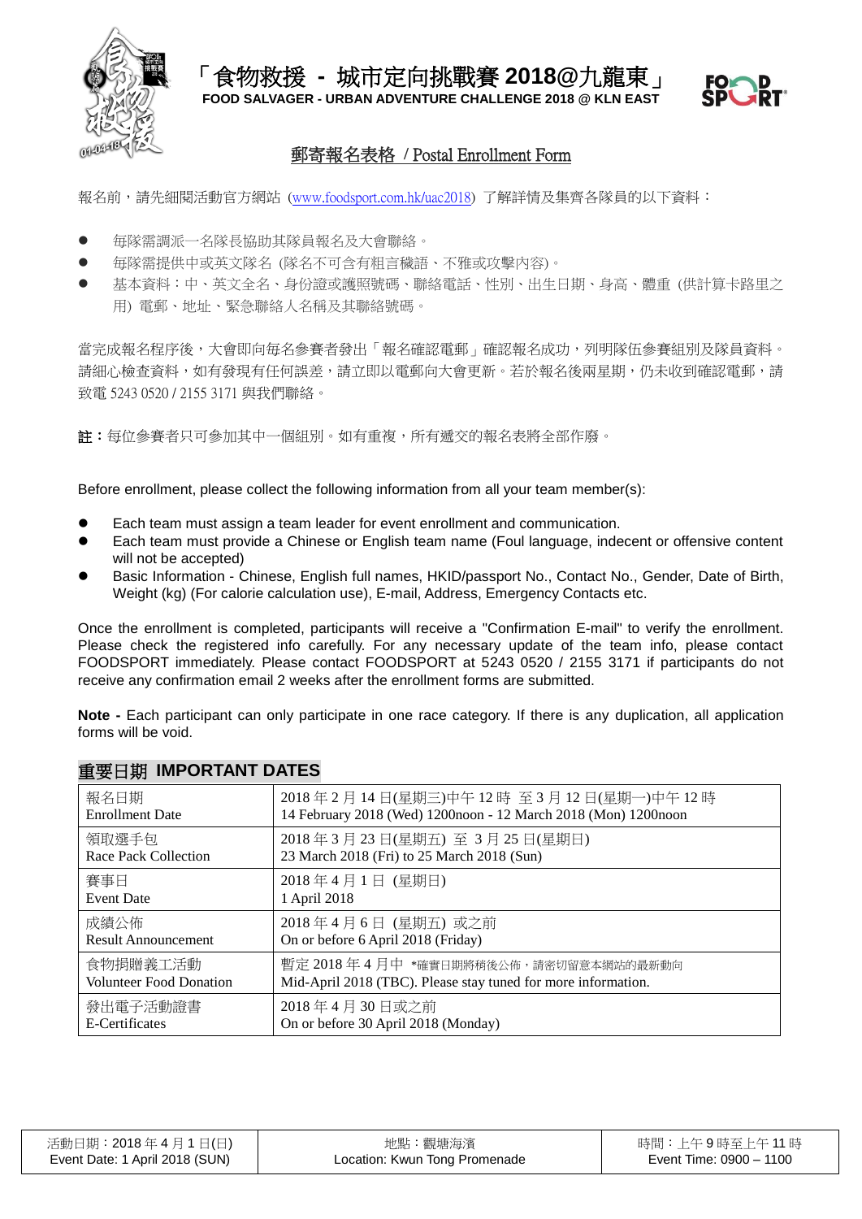# 「食物救援 - 城市定向挑戰賽 2018@九龍東」

**FOOD SALVAGER - URBAN ADVENTURE CHALLENGE 2018 @ KLN EAST**

## 郵寄報名表格 / Postal Enrollment Form

報名前，請先細閱活動官方網站 (www.foodsport.com.hk/uac2018) 了解詳情及集齊各隊員的以下資料：

- 每隊需調派一名隊長協助其隊員報名及大會聯絡。
- 每隊需提供中或英文隊名 (隊名不可含有粗言穢語、不雅或攻擊內容)。
- 基本資料：中、英文全名、身份證或護照號碼、聯絡電話、性別、出生日期、身高、體重 (供計算卡路里之用) 電郵、地址、緊急聯絡人名稱及其聯絡號碼。

當完成報名程序後，大會即向每名參賽者發出「報名確認電郵」確認報名成功，列明隊伍參賽組別及隊員資料。請細心檢查資料，如有發現有任何誤差，請立即以電郵向大會更新。若於報名後兩星期，仍未收到確認電郵，請致電 5243 0520 / 2155 3171 與我們聯絡。

**註：**每位參賽者只可參加其中一個組別。如有重複，所有遞交的報名表格將全部作廢。

Before enrollment, please collect the following information from all your team member(s):

- Each team must assign a team leader for event enrollment and communication.
- Each team must provide a Chinese or English team name (Foul language, indecent or offensive content will not be accepted)
- Basic Information - Chinese, English full names, HKID/passport No., Contact No., Gender, Date of Birth, Weight (kg) (For calorie calculation use), E-mail, Address, Emergency Contacts etc.

Once the enrollment is completed, participants will receive a "Confirmation E-mail" to verify the enrollment. Please check the registered info carefully. For any necessary update of the team info, please contact FOODSPORT immediately. Please contact FOODSPORT at 5243 0520 / 2155 3171 if participants do not receive any confirmation email 2 weeks after the enrollment forms are submitted.

**Note -** Each participant can only participate in one race category. If there is any duplication, all application forms will be void.

## 重要日期 IMPORTANT DATES

| | |
|---|---|
| 報名日期<br>Enrollment Date | 2018 年 2 月 14 日(星期三)中午 12 時 至 3 月 12 日(星期一)中午 12 時<br>14 February 2018 (Wed) 1200noon - 12 March 2018 (Mon) 1200noon |
| 領取選手包<br>Race Pack Collection | 2018 年 3 月 23 日(星期五) 至 3 月 25 日(星期日)<br>23 March 2018 (Fri) to 25 March 2018 (Sun) |
| 賽事日<br>Event Date | 2018 年 4 月 1 日 (星期日)<br>1 April 2018 |
| 成績公佈<br>Result Announcement | 2018 年 4 月 6 日 (星期五) 或之前<br>On or before 6 April 2018 (Friday) |
| 食物捐贈義工活動<br>Volunteer Food Donation | 暫定 2018 年 4 月中 *確實日期將稍後公佈，請密切留意本網站的最新動向<br>Mid-April 2018 (TBC). Please stay tuned for more information. |
| 發出電子活動證書<br>E-Certificates | 2018 年 4 月 30 日或之前<br>On or before 30 April 2018 (Monday) |

| 活動日期：2018 年 4 月 1 日(日)<br>Event Date: 1 April 2018 (SUN) | 地點：觀塘海濱<br>Location: Kwun Tong Promenade | 時間：上午 9 時至上午 11 時<br>Event Time: 0900 – 1100 |
|---|---|---|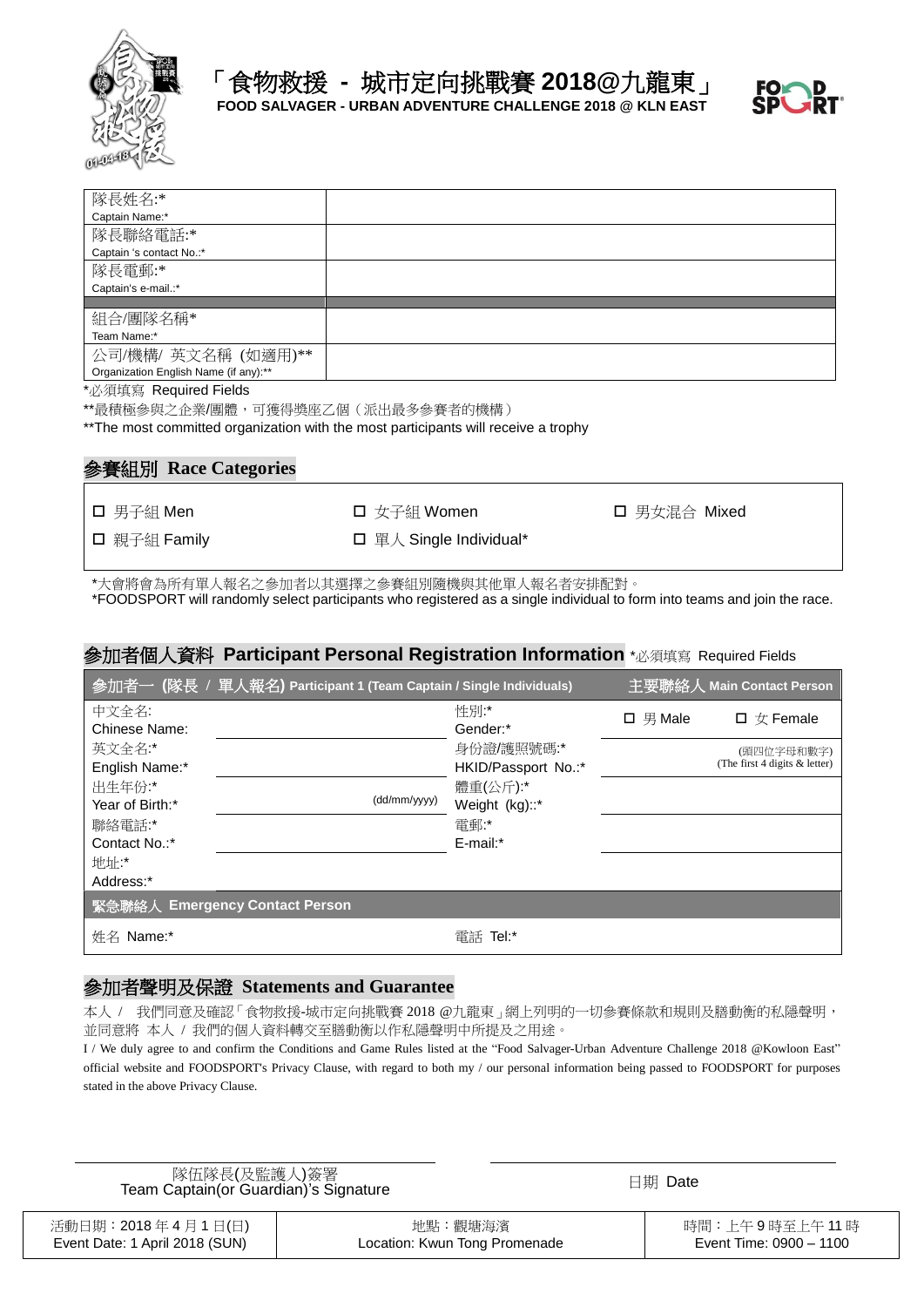# 「食物救援 - 城市定向挑戰賽 2018@九龍東」

**FOOD SALVAGER - URBAN ADVENTURE CHALLENGE 2018 @ KLN EAST**

| | |
|---|---|
| 隊長姓名:* <br> Captain Name:* | |
| 隊長聯絡電話:* <br> Captain 's contact No.:* | |
| 隊長電郵:* <br> Captain's e-mail.:* | |
| 組合/團隊名稱* <br> Team Name:* | |
| 公司/機構/ 英文名稱 (如適用)** <br> Organization English Name (if any):** | |

*必須填寫 Required Fields

**最積極參與之企業/團體，可獲得獎座乙個（派出最多參賽者的機構）

**The most committed organization with the most participants will receive a trophy

## 參賽組別 Race Categories

☐ 男子組 Men ☐ 女子組 Women ☐ 男女混合 Mixed

☐ 親子組 Family ☐ 單人 Single Individual*

*大會將會為所有單人報名之參加者以其選擇之參賽組別隨機與其他單人報名者安排配對。

*FOODSPORT will randomly select participants who registered as a single individual to form into teams and join the race.

## 參加者個人資料 Participant Personal Registration Information *必須填寫 Required Fields

| 參加者一 (隊長 / 單人報名) Participant 1 (Team Captain / Single Individuals) | | 主要聯絡人 Main Contact Person | |
|---|---|---|---|
| 中文全名: <br> Chinese Name: | | 性別:* <br> Gender:* | ☐ 男 Male ☐ 女 Female |
| 英文全名:* <br> English Name:* | | 身份證/護照號碼:* <br> HKID/Passport No.:* | (頭四位字母和數字) <br> (The first 4 digits & letter) |
| 出生年份:* <br> Year of Birth:* | (dd/mm/yyyy) | 體重(公斤):* <br> Weight (kg)::* | |
| 聯絡電話:* <br> Contact No.:* | | 電郵:* <br> E-mail:* | |
| 地址:* <br> Address:* | | | |
| **緊急聯絡人 Emergency Contact Person** | | | |
| 姓名 Name:* | | 電話 Tel:* | |

## 參加者聲明及保證 Statements and Guarantee

本人 / 我們同意及確認「食物救援-城市定向挑戰賽 2018 @九龍東」網上列明的一切參賽條款和規則及膳動衡的私隱聲明，並同意將 本人 / 我們的個人資料轉交至膳動衡以作私隱聲明中所提及之用途。

I / We duly agree to and confirm the Conditions and Game Rules listed at the "Food Salvager-Urban Adventure Challenge 2018 @Kowloon East" official website and FOODSPORT's Privacy Clause, with regard to both my / our personal information being passed to FOODSPORT for purposes stated in the above Privacy Clause.

隊伍隊長(及監護人)簽署
Team Captain(or Guardian)'s Signature

日期 Date

| 活動日期：2018 年 4 月 1 日(日) <br> Event Date: 1 April 2018 (SUN) | 地點：觀塘海濱 <br> Location: Kwun Tong Promenade | 時間：上午 9 時至上午 11 時 <br> Event Time: 0900 – 1100 |
|---|---|---|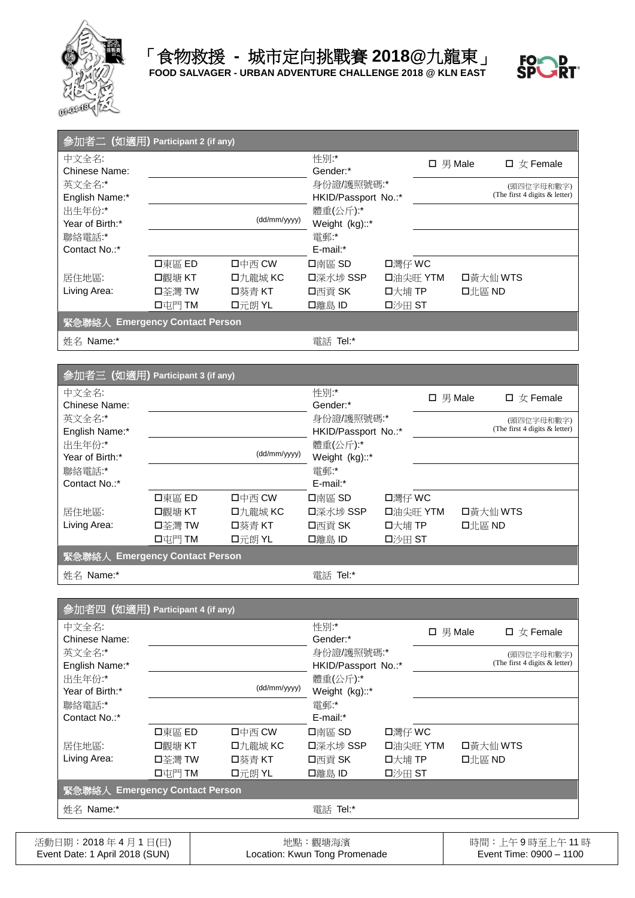# 「食物救援 - 城市定向挑戰賽 2018@九龍東」

**FOOD SALVAGER - URBAN ADVENTURE CHALLENGE 2018 @ KLN EAST**

| 參加者二 (如適用) Participant 2 (if any) | | | | | |
|---|---|---|---|---|---|
| 中文全名:<br>Chinese Name: | | | 性別:*<br>Gender:* | ☐ 男 Male | ☐ 女 Female |
| 英文全名:*<br>English Name:* | | | 身份證/護照號碼:*<br>HKID/Passport No.:* | (頭四位字母和數字)<br>(The first 4 digits & letter) | |
| 出生年份:*<br>Year of Birth:* | (dd/mm/yyyy) | | 體重(公斤):*<br>Weight (kg)::* | | |
| 聯絡電話:*<br>Contact No.:* | | | 電郵:*<br>E-mail:* | | |
| 居住地區:<br>Living Area: | ☐東區 ED<br>☐觀塘 KT<br>☐荃灣 TW<br>☐屯門 TM | ☐中西 CW<br>☐九龍城 KC<br>☐葵青 KT<br>☐元朗 YL | ☐南區 SD<br>☐深水埗 SSP<br>☐西貢 SK<br>☐離島 ID | ☐灣仔 WC<br>☐油尖旺 YTM<br>☐大埔 TP<br>☐沙田 ST | ☐黃大仙 WTS<br>☐北區 ND |
| **緊急聯絡人 Emergency Contact Person** | | | | | |
| 姓名 Name:* | | | 電話 Tel:* | | |

| 參加者三 (如適用) Participant 3 (if any) | | | | | |
|---|---|---|---|---|---|
| 中文全名:<br>Chinese Name: | | | 性別:*<br>Gender:* | ☐ 男 Male | ☐ 女 Female |
| 英文全名:*<br>English Name:* | | | 身份證/護照號碼:*<br>HKID/Passport No.:* | (頭四位字母和數字)<br>(The first 4 digits & letter) | |
| 出生年份:*<br>Year of Birth:* | (dd/mm/yyyy) | | 體重(公斤):*<br>Weight (kg)::* | | |
| 聯絡電話:*<br>Contact No.:* | | | 電郵:*<br>E-mail:* | | |
| 居住地區:<br>Living Area: | ☐東區 ED<br>☐觀塘 KT<br>☐荃灣 TW<br>☐屯門 TM | ☐中西 CW<br>☐九龍城 KC<br>☐葵青 KT<br>☐元朗 YL | ☐南區 SD<br>☐深水埗 SSP<br>☐西貢 SK<br>☐離島 ID | ☐灣仔 WC<br>☐油尖旺 YTM<br>☐大埔 TP<br>☐沙田 ST | ☐黃大仙 WTS<br>☐北區 ND |
| **緊急聯絡人 Emergency Contact Person** | | | | | |
| 姓名 Name:* | | | 電話 Tel:* | | |

| 參加者四 (如適用) Participant 4 (if any) | | | | | |
|---|---|---|---|---|---|
| 中文全名:<br>Chinese Name: | | | 性別:*<br>Gender:* | ☐ 男 Male | ☐ 女 Female |
| 英文全名:*<br>English Name:* | | | 身份證/護照號碼:*<br>HKID/Passport No.:* | (頭四位字母和數字)<br>(The first 4 digits & letter) | |
| 出生年份:*<br>Year of Birth:* | (dd/mm/yyyy) | | 體重(公斤):*<br>Weight (kg)::* | | |
| 聯絡電話:*<br>Contact No.:* | | | 電郵:*<br>E-mail:* | | |
| 居住地區:<br>Living Area: | ☐東區 ED<br>☐觀塘 KT<br>☐荃灣 TW<br>☐屯門 TM | ☐中西 CW<br>☐九龍城 KC<br>☐葵青 KT<br>☐元朗 YL | ☐南區 SD<br>☐深水埗 SSP<br>☐西貢 SK<br>☐離島 ID | ☐灣仔 WC<br>☐油尖旺 YTM<br>☐大埔 TP<br>☐沙田 ST | ☐黃大仙 WTS<br>☐北區 ND |
| **緊急聯絡人 Emergency Contact Person** | | | | | |
| 姓名 Name:* | | | 電話 Tel:* | | |

| 活動日期：2018 年 4 月 1 日(日)<br>Event Date: 1 April 2018 (SUN) | 地點：觀塘海濱<br>Location: Kwun Tong Promenade | 時間：上午 9 時至上午 11 時<br>Event Time: 0900 – 1100 |
|---|---|---|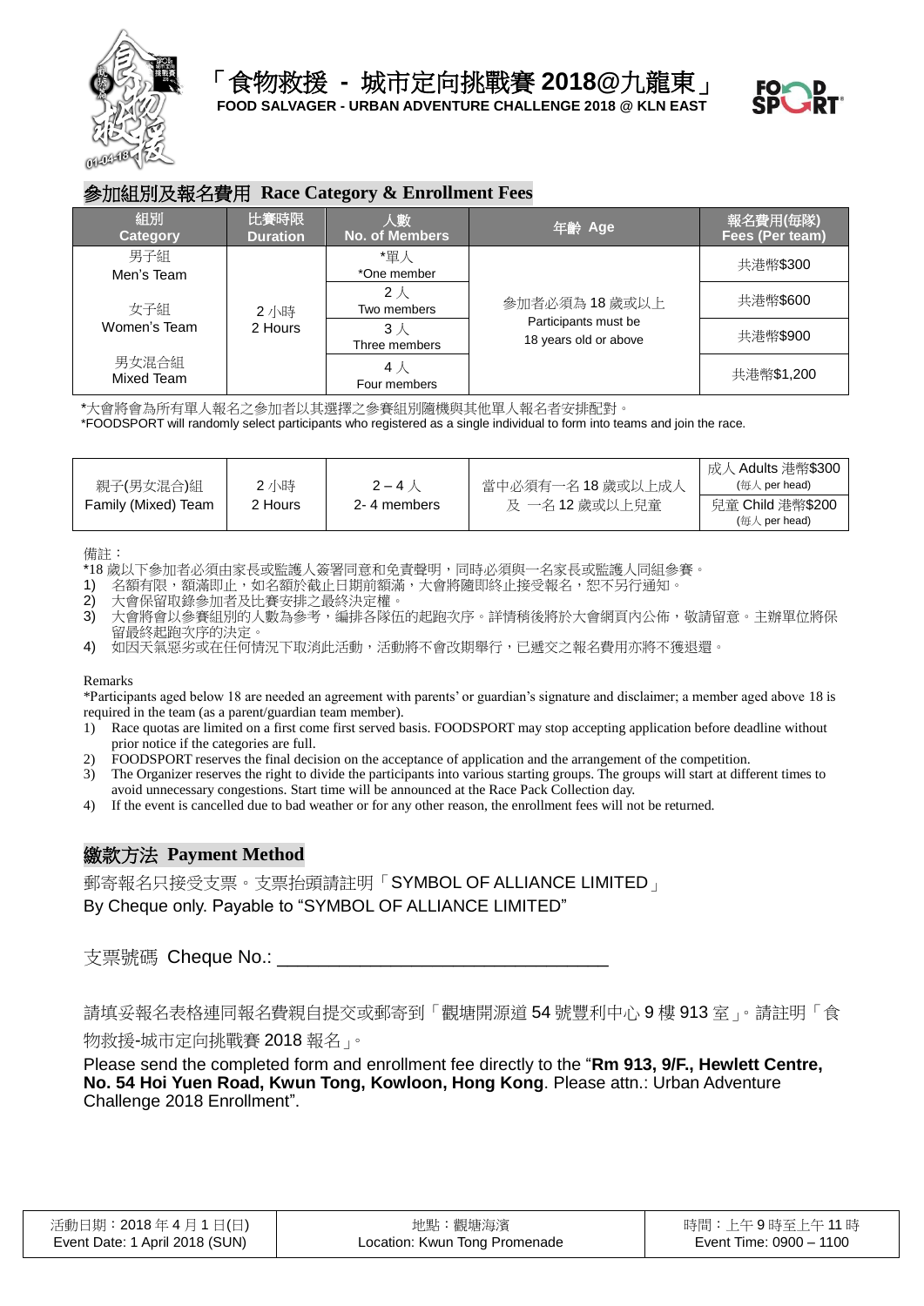# 「食物救援 - 城市定向挑戰賽 2018@九龍東」

**FOOD SALVAGER - URBAN ADVENTURE CHALLENGE 2018 @ KLN EAST**

## 參加組別及報名費用 Race Category & Enrollment Fees

| 組別 Category | 比賽時限 Duration | 人數 No. of Members | 年齡 Age | 報名費用(每隊) Fees (Per team) |
|---|---|---|---|---|
| 男子組 Men's Team | 2 小時 2 Hours | *單人 *One member | 參加者必須為 18 歲或以上 Participants must be 18 years old or above | 共港幣$300 |
| 女子組 Women's Team | | 2 人 Two members | | 共港幣$600 |
| 男女混合組 Mixed Team | | 3 人 Three members | | 共港幣$900 |
| | | 4 人 Four members | | 共港幣$1,200 |

*大會將會為所有單人報名之參加者以其選擇之參賽組別隨機與其他單人報名者安排配對。
*FOODSPORT will randomly select participants who registered as a single individual to form into teams and join the race.

| 組別 Category | 比賽時限 Duration | 人數 No. of Members | 年齡 Age | 報名費用 Fees |
|---|---|---|---|---|
| 親子(男女混合)組 Family (Mixed) Team | 2 小時 2 Hours | 2 – 4 人 2- 4 members | 當中必須有一名 18 歲或以上成人 及 一名 12 歲或以上兒童 | 成人 Adults 港幣$300 (每人 per head) |
| | | | | 兒童 Child 港幣$200 (每人 per head) |

備註：

*18 歲以下參加者必須由家長或監護人簽署同意和免責聲明，同時必須與一名家長或監護人同組參賽。

1) 名額有限，額滿即止，如名額於截止日期前額滿，大會將隨即終止接受報名，恕不另行通知。
2) 大會保留取錄參加者及比賽安排之最終決定權。
3) 大會將會以參賽組別的人數為參考，編排各隊伍的起跑次序。詳情稍後將於大會網頁內公佈，敬請留意。主辦單位將保留最終起跑次序的決定。
4) 如因天氣惡劣或在任何情況下取消此活動，活動將不會改期舉行，已遞交之報名費用亦將不獲退還。

Remarks

*Participants aged below 18 are needed an agreement with parents' or guardian's signature and disclaimer; a member aged above 18 is required in the team (as a parent/guardian team member).

1) Race quotas are limited on a first come first served basis. FOODSPORT may stop accepting application before deadline without prior notice if the categories are full.
2) FOODSPORT reserves the final decision on the acceptance of application and the arrangement of the competition.
3) The Organizer reserves the right to divide the participants into various starting groups. The groups will start at different times to avoid unnecessary congestions. Start time will be announced at the Race Pack Collection day.
4) If the event is cancelled due to bad weather or for any other reason, the enrollment fees will not be returned.

## 繳款方法 Payment Method

郵寄報名只接受支票。支票抬頭請註明「SYMBOL OF ALLIANCE LIMITED」
By Cheque only. Payable to "SYMBOL OF ALLIANCE LIMITED"

支票號碼 Cheque No.: ______________________________

請填妥報名表格連同報名費親自提交或郵寄到「觀塘開源道 54 號豐利中心 9 樓 913 室」。請註明「食物救援-城市定向挑戰賽 2018 報名」。

Please send the completed form and enrollment fee directly to the "**Rm 913, 9/F., Hewlett Centre, No. 54 Hoi Yuen Road, Kwun Tong, Kowloon, Hong Kong**. Please attn.: Urban Adventure Challenge 2018 Enrollment".

| 活動日期：2018 年 4 月 1 日(日) Event Date: 1 April 2018 (SUN) | 地點：觀塘海濱 Location: Kwun Tong Promenade | 時間：上午 9 時至上午 11 時 Event Time: 0900 – 1100 |
|---|---|---|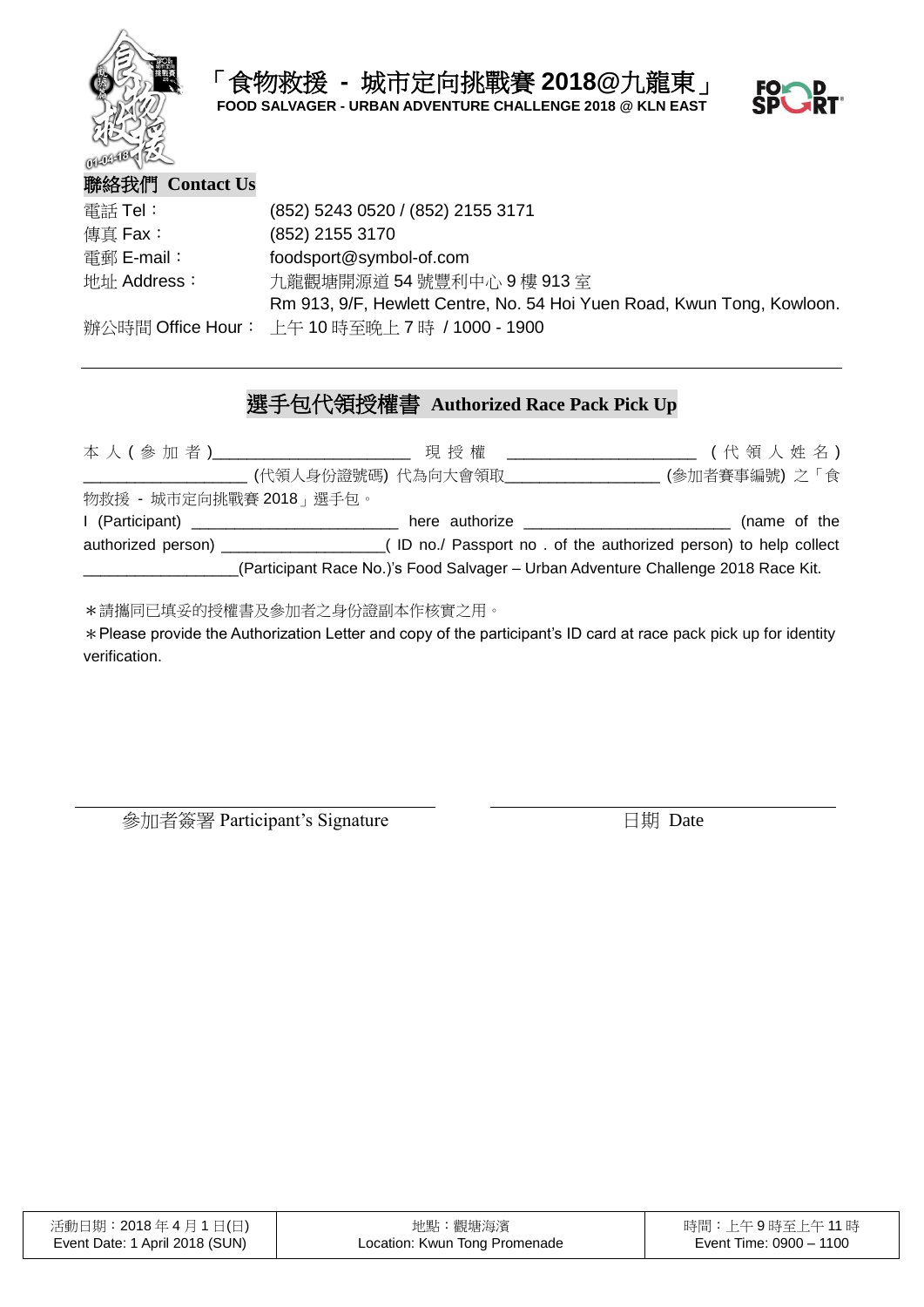# 「食物救援 - 城市定向挑戰賽 2018@九龍東」

**FOOD SALVAGER - URBAN ADVENTURE CHALLENGE 2018 @ KLN EAST**

## 聯絡我們 Contact Us

| | |
|---|---|
| 電話 Tel： | (852) 5243 0520 / (852) 2155 3171 |
| 傳真 Fax： | (852) 2155 3170 |
| 電郵 E-mail： | foodsport@symbol-of.com |
| 地址 Address： | 九龍觀塘開源道 54 號豐利中心 9 樓 913 室<br>Rm 913, 9/F, Hewlett Centre, No. 54 Hoi Yuen Road, Kwun Tong, Kowloon. |
| 辦公時間 Office Hour： | 上午 10 時至晚上 7 時 / 1000 - 1900 |

---

## 選手包代領授權書 Authorized Race Pack Pick Up

本人(參加者)______________________ 現授權 ______________________ (代領人姓名) __________________ (代領人身份證號碼) 代為向大會領取__________________ (參加者賽事編號) 之「食物救援 - 城市定向挑戰賽 2018」選手包。

I (Participant) ________________________ here authorize ________________________ (name of the authorized person) ___________________( ID no./ Passport no . of the authorized person) to help collect __________________(Participant Race No.)'s Food Salvager – Urban Adventure Challenge 2018 Race Kit.

＊請攜同已填妥的授權書及參加者之身份證副本作核實之用。

＊Please provide the Authorization Letter and copy of the participant's ID card at race pack pick up for identity verification.

______________________________ 參加者簽署 Participant's Signature

______________________________ 日期 Date

| | | |
|---|---|---|
| 活動日期：2018 年 4 月 1 日(日)<br>Event Date: 1 April 2018 (SUN) | 地點：觀塘海濱<br>Location: Kwun Tong Promenade | 時間：上午 9 時至上午 11 時<br>Event Time: 0900 – 1100 |